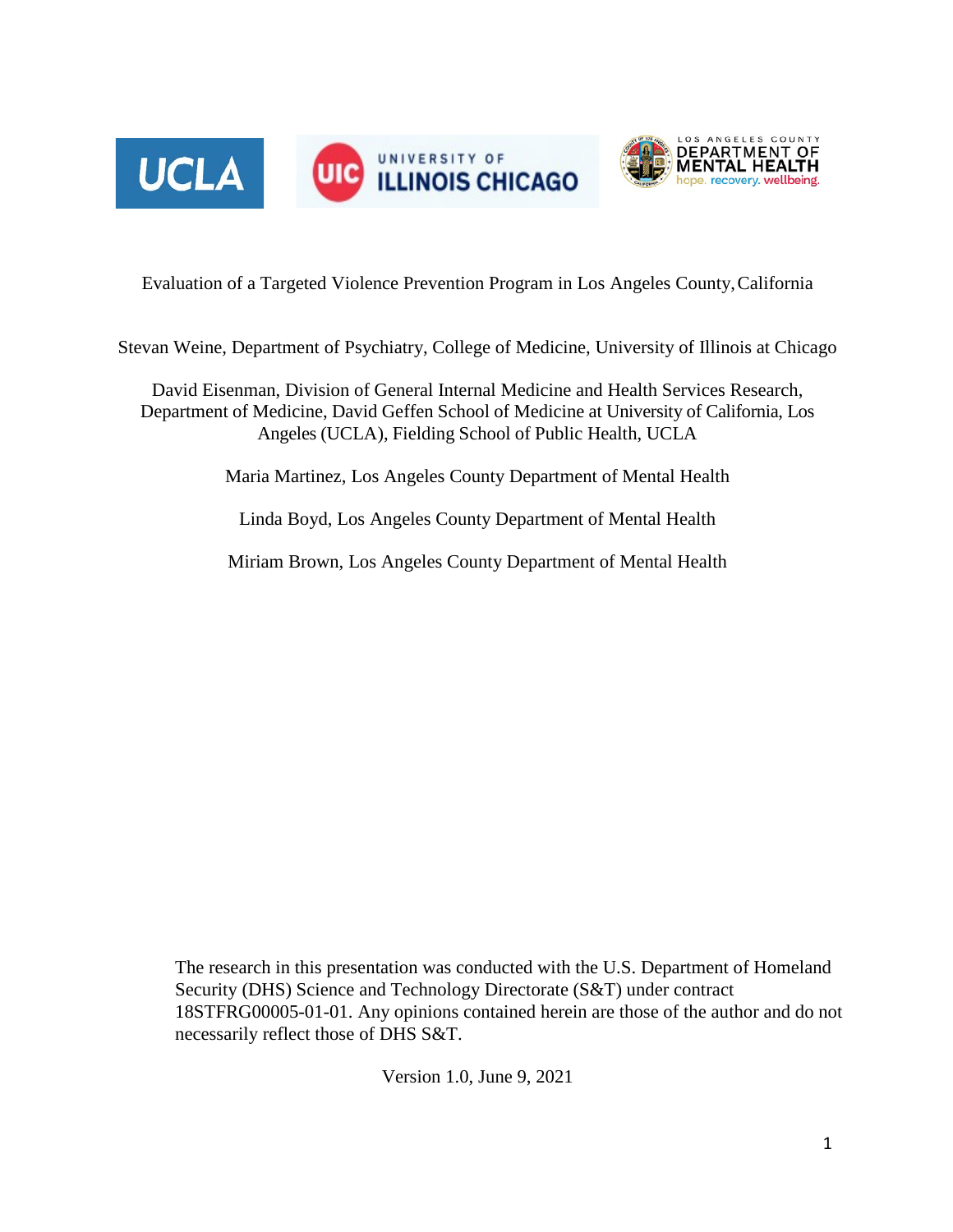# Evaluation of a Targeted Violence Prevention Program in Los Angeles County, California

Stevan Weine, Department of Psychiatry, College of Medicine, University of Illinois at Chicago

David Eisenman, Division of General Internal Medicine and Health Services Research, Department of Medicine, David Geffen School of Medicine at University of California, Los Angeles (UCLA), Fielding School of Public Health, UCLA

Maria Martinez, Los Angeles County Department of Mental Health

Linda Boyd, Los Angeles County Department of Mental Health

Miriam Brown, Los Angeles County Department of Mental Health

The research in this presentation was conducted with the U.S. Department of Homeland Security (DHS) Science and Technology Directorate (S&T) under contract 18STFRG00005-01-01. Any opinions contained herein are those of the author and do not necessarily reflect those of DHS S&T.

Version 1.0, June 9, 2021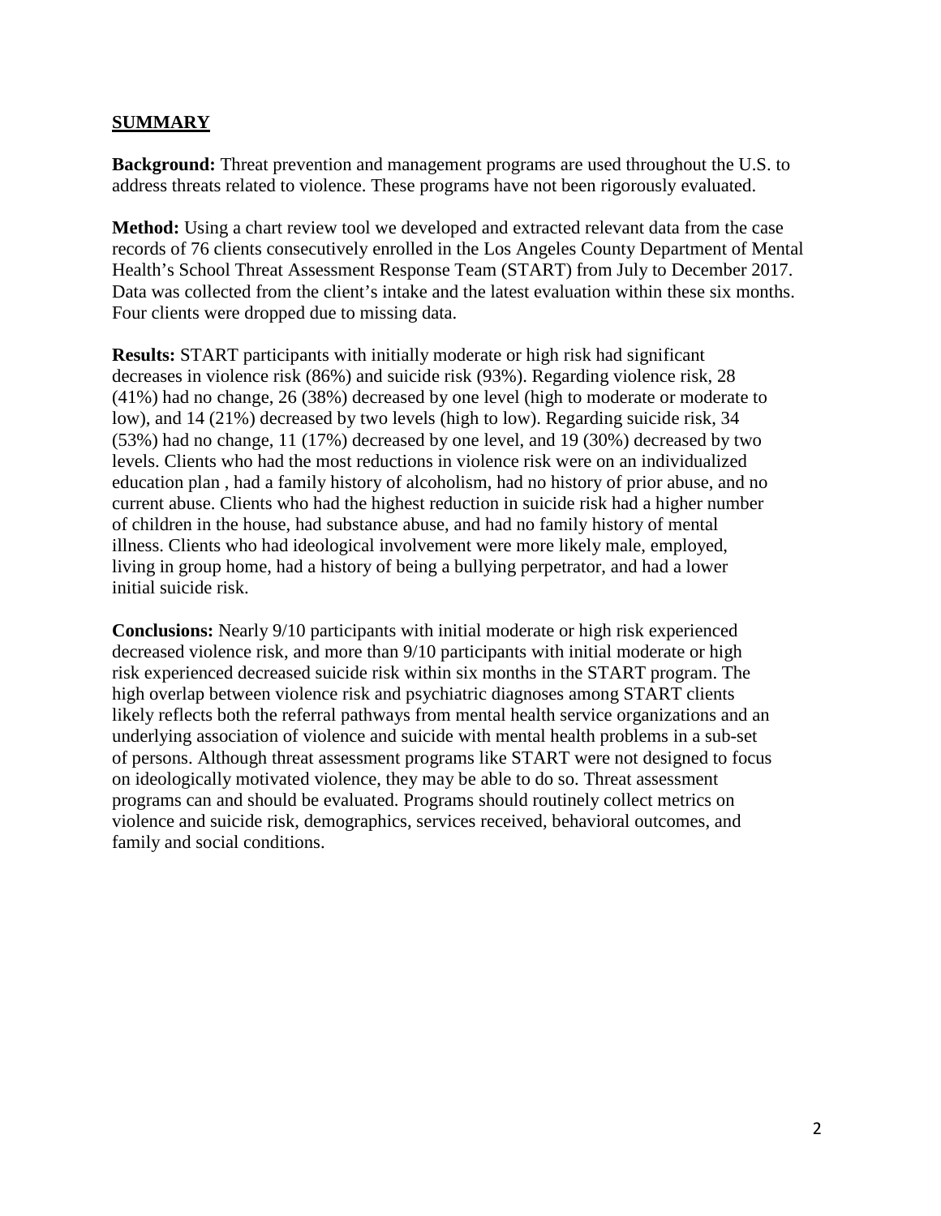## SUMMARY

**Background:** Threat prevention and management programs are used throughout the U.S. to address threats related to violence. These programs have not been rigorously evaluated.

**Method:** Using a chart review tool we developed and extracted relevant data from the case records of 76 clients consecutively enrolled in the Los Angeles County Department of Mental Health's School Threat Assessment Response Team (START) from July to December 2017. Data was collected from the client's intake and the latest evaluation within these six months. Four clients were dropped due to missing data.

**Results:** START participants with initially moderate or high risk had significant decreases in violence risk (86%) and suicide risk (93%). Regarding violence risk, 28 (41%) had no change, 26 (38%) decreased by one level (high to moderate or moderate to low), and 14 (21%) decreased by two levels (high to low). Regarding suicide risk, 34 (53%) had no change, 11 (17%) decreased by one level, and 19 (30%) decreased by two levels. Clients who had the most reductions in violence risk were on an individualized education plan , had a family history of alcoholism, had no history of prior abuse, and no current abuse. Clients who had the highest reduction in suicide risk had a higher number of children in the house, had substance abuse, and had no family history of mental illness. Clients who had ideological involvement were more likely male, employed, living in group home, had a history of being a bullying perpetrator, and had a lower initial suicide risk.

**Conclusions:** Nearly 9/10 participants with initial moderate or high risk experienced decreased violence risk, and more than 9/10 participants with initial moderate or high risk experienced decreased suicide risk within six months in the START program. The high overlap between violence risk and psychiatric diagnoses among START clients likely reflects both the referral pathways from mental health service organizations and an underlying association of violence and suicide with mental health problems in a sub-set of persons. Although threat assessment programs like START were not designed to focus on ideologically motivated violence, they may be able to do so. Threat assessment programs can and should be evaluated. Programs should routinely collect metrics on violence and suicide risk, demographics, services received, behavioral outcomes, and family and social conditions.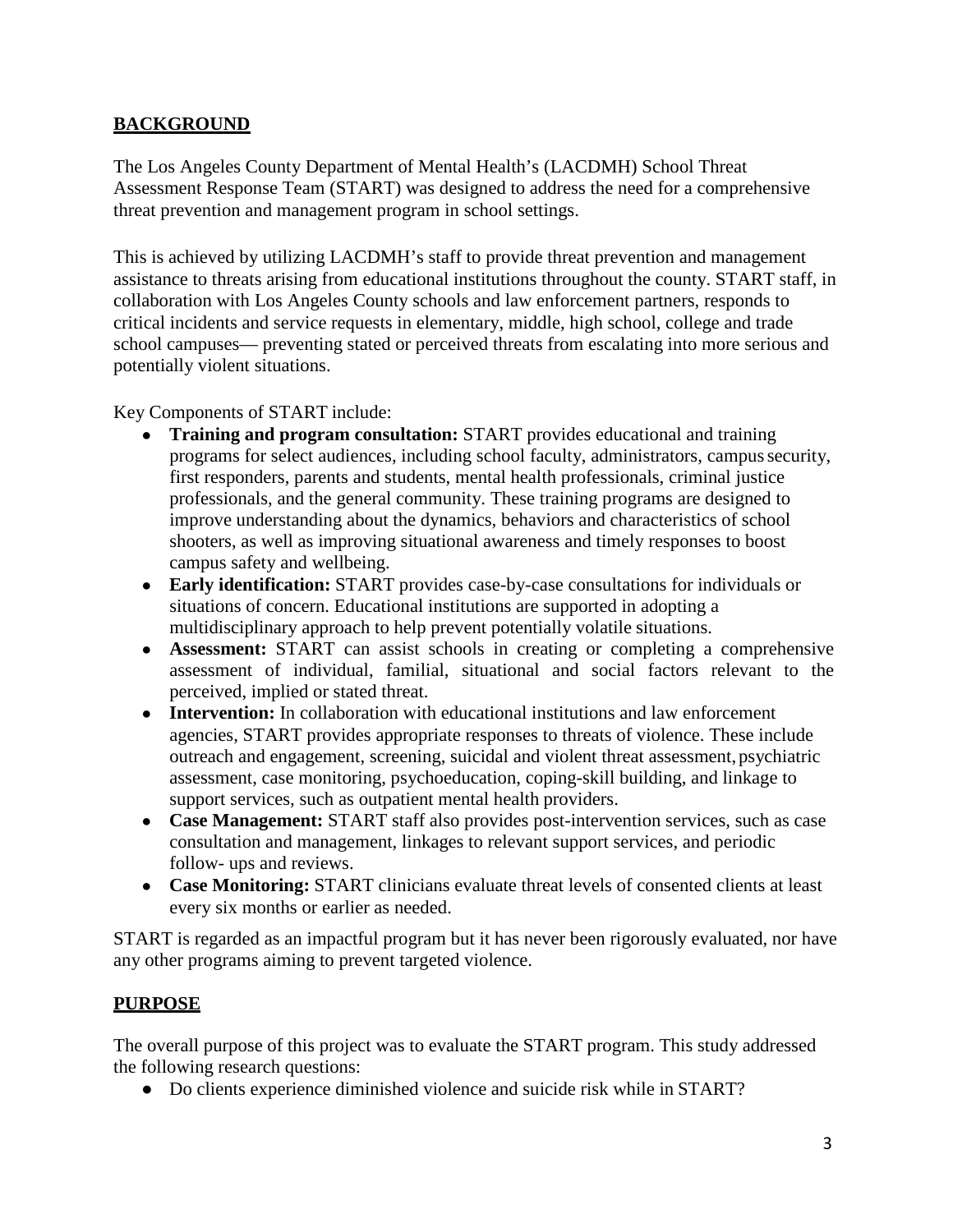## BACKGROUND

The Los Angeles County Department of Mental Health's (LACDMH) School Threat Assessment Response Team (START) was designed to address the need for a comprehensive threat prevention and management program in school settings.

This is achieved by utilizing LACDMH's staff to provide threat prevention and management assistance to threats arising from educational institutions throughout the county. START staff, in collaboration with Los Angeles County schools and law enforcement partners, responds to critical incidents and service requests in elementary, middle, high school, college and trade school campuses— preventing stated or perceived threats from escalating into more serious and potentially violent situations.

Key Components of START include:

- **Training and program consultation:** START provides educational and training programs for select audiences, including school faculty, administrators, campus security, first responders, parents and students, mental health professionals, criminal justice professionals, and the general community. These training programs are designed to improve understanding about the dynamics, behaviors and characteristics of school shooters, as well as improving situational awareness and timely responses to boost campus safety and wellbeing.
- **Early identification:** START provides case-by-case consultations for individuals or situations of concern. Educational institutions are supported in adopting a multidisciplinary approach to help prevent potentially volatile situations.
- **Assessment:** START can assist schools in creating or completing a comprehensive assessment of individual, familial, situational and social factors relevant to the perceived, implied or stated threat.
- **Intervention:** In collaboration with educational institutions and law enforcement agencies, START provides appropriate responses to threats of violence. These include outreach and engagement, screening, suicidal and violent threat assessment, psychiatric assessment, case monitoring, psychoeducation, coping-skill building, and linkage to support services, such as outpatient mental health providers.
- **Case Management:** START staff also provides post-intervention services, such as case consultation and management, linkages to relevant support services, and periodic follow- ups and reviews.
- **Case Monitoring:** START clinicians evaluate threat levels of consented clients at least every six months or earlier as needed.

START is regarded as an impactful program but it has never been rigorously evaluated, nor have any other programs aiming to prevent targeted violence.

## PURPOSE

The overall purpose of this project was to evaluate the START program. This study addressed the following research questions:

- Do clients experience diminished violence and suicide risk while in START?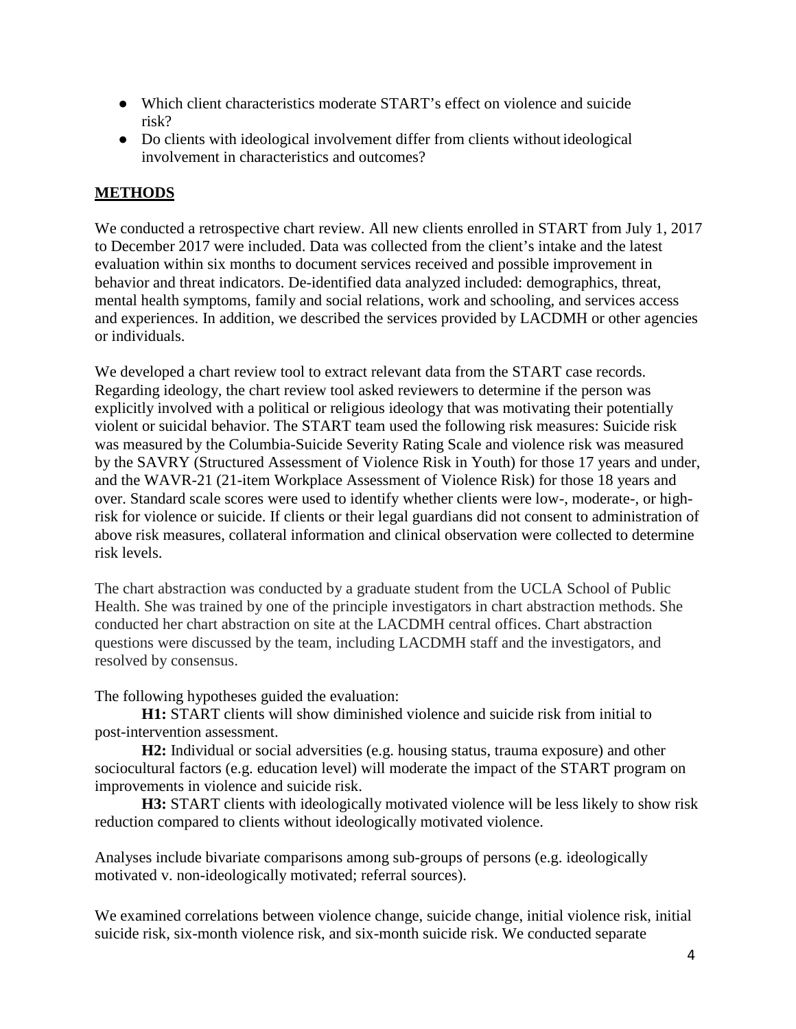- Which client characteristics moderate START's effect on violence and suicide risk?
- Do clients with ideological involvement differ from clients without ideological involvement in characteristics and outcomes?

## METHODS

We conducted a retrospective chart review. All new clients enrolled in START from July 1, 2017 to December 2017 were included. Data was collected from the client's intake and the latest evaluation within six months to document services received and possible improvement in behavior and threat indicators. De-identified data analyzed included: demographics, threat, mental health symptoms, family and social relations, work and schooling, and services access and experiences. In addition, we described the services provided by LACDMH or other agencies or individuals.

We developed a chart review tool to extract relevant data from the START case records. Regarding ideology, the chart review tool asked reviewers to determine if the person was explicitly involved with a political or religious ideology that was motivating their potentially violent or suicidal behavior. The START team used the following risk measures: Suicide risk was measured by the Columbia-Suicide Severity Rating Scale and violence risk was measured by the SAVRY (Structured Assessment of Violence Risk in Youth) for those 17 years and under, and the WAVR-21 (21-item Workplace Assessment of Violence Risk) for those 18 years and over. Standard scale scores were used to identify whether clients were low-, moderate-, or high-risk for violence or suicide. If clients or their legal guardians did not consent to administration of above risk measures, collateral information and clinical observation were collected to determine risk levels.

The chart abstraction was conducted by a graduate student from the UCLA School of Public Health. She was trained by one of the principle investigators in chart abstraction methods. She conducted her chart abstraction on site at the LACDMH central offices. Chart abstraction questions were discussed by the team, including LACDMH staff and the investigators, and resolved by consensus.

The following hypotheses guided the evaluation:

**H1:** START clients will show diminished violence and suicide risk from initial to post-intervention assessment.

**H2:** Individual or social adversities (e.g. housing status, trauma exposure) and other sociocultural factors (e.g. education level) will moderate the impact of the START program on improvements in violence and suicide risk.

**H3:** START clients with ideologically motivated violence will be less likely to show risk reduction compared to clients without ideologically motivated violence.

Analyses include bivariate comparisons among sub-groups of persons (e.g. ideologically motivated v. non-ideologically motivated; referral sources).

We examined correlations between violence change, suicide change, initial violence risk, initial suicide risk, six-month violence risk, and six-month suicide risk. We conducted separate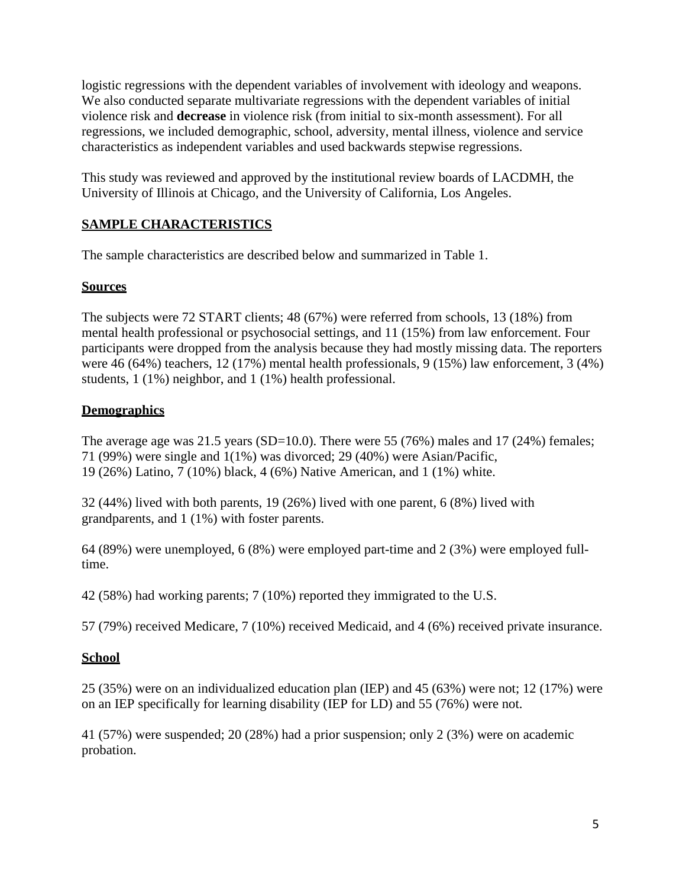logistic regressions with the dependent variables of involvement with ideology and weapons. We also conducted separate multivariate regressions with the dependent variables of initial violence risk and **decrease** in violence risk (from initial to six-month assessment). For all regressions, we included demographic, school, adversity, mental illness, violence and service characteristics as independent variables and used backwards stepwise regressions.

This study was reviewed and approved by the institutional review boards of LACDMH, the University of Illinois at Chicago, and the University of California, Los Angeles.

## SAMPLE CHARACTERISTICS

The sample characteristics are described below and summarized in Table 1.

### Sources

The subjects were 72 START clients; 48 (67%) were referred from schools, 13 (18%) from mental health professional or psychosocial settings, and 11 (15%) from law enforcement. Four participants were dropped from the analysis because they had mostly missing data. The reporters were 46 (64%) teachers, 12 (17%) mental health professionals, 9 (15%) law enforcement, 3 (4%) students, 1 (1%) neighbor, and 1 (1%) health professional.

### Demographics

The average age was 21.5 years (SD=10.0). There were 55 (76%) males and 17 (24%) females; 71 (99%) were single and 1(1%) was divorced; 29 (40%) were Asian/Pacific, 19 (26%) Latino, 7 (10%) black, 4 (6%) Native American, and 1 (1%) white.

32 (44%) lived with both parents, 19 (26%) lived with one parent, 6 (8%) lived with grandparents, and 1 (1%) with foster parents.

64 (89%) were unemployed, 6 (8%) were employed part-time and 2 (3%) were employed full-time.

42 (58%) had working parents; 7 (10%) reported they immigrated to the U.S.

57 (79%) received Medicare, 7 (10%) received Medicaid, and 4 (6%) received private insurance.

### School

25 (35%) were on an individualized education plan (IEP) and 45 (63%) were not; 12 (17%) were on an IEP specifically for learning disability (IEP for LD) and 55 (76%) were not.

41 (57%) were suspended; 20 (28%) had a prior suspension; only 2 (3%) were on academic probation.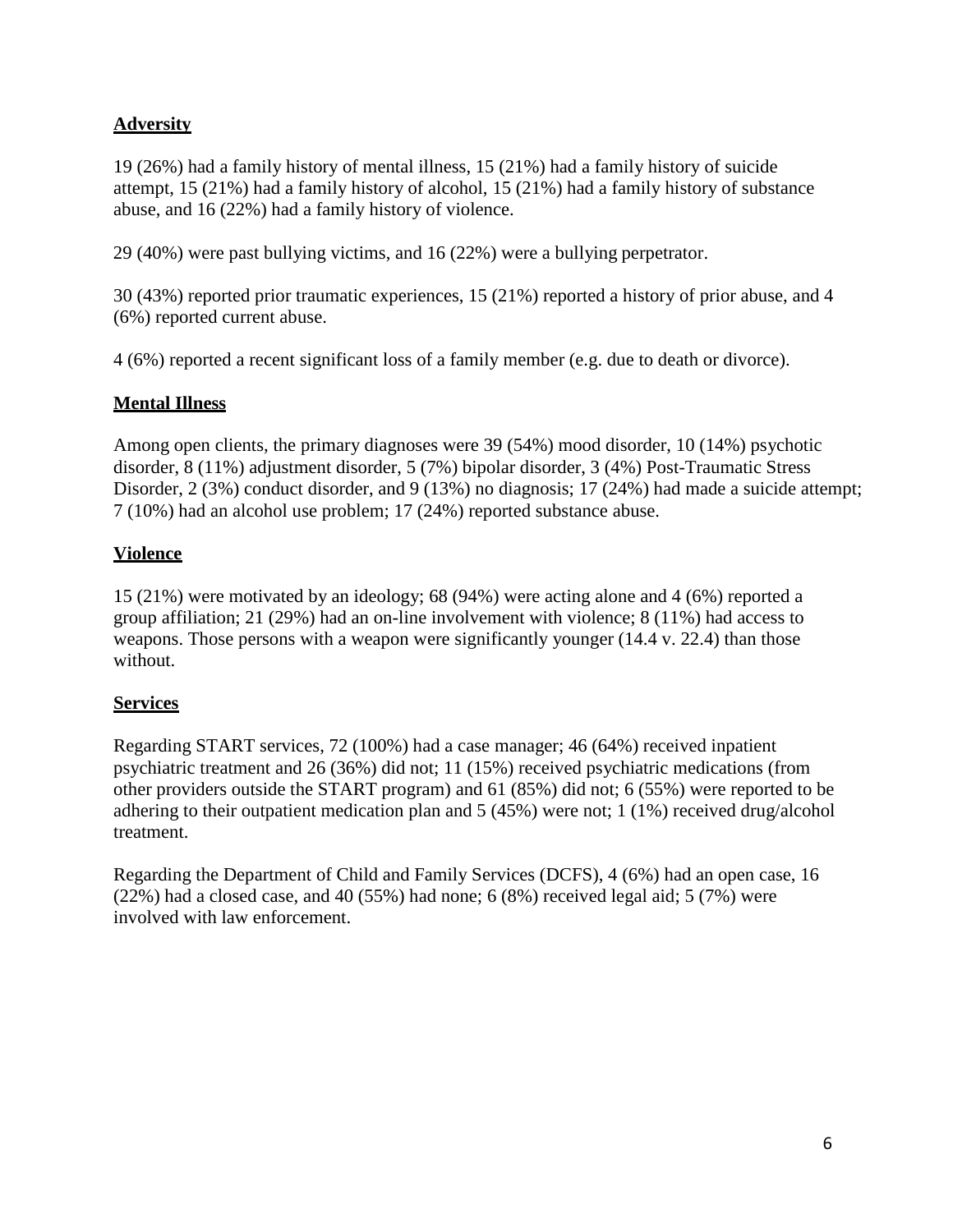**Adversity**

19 (26%) had a family history of mental illness, 15 (21%) had a family history of suicide attempt, 15 (21%) had a family history of alcohol, 15 (21%) had a family history of substance abuse, and 16 (22%) had a family history of violence.

29 (40%) were past bullying victims, and 16 (22%) were a bullying perpetrator.

30 (43%) reported prior traumatic experiences, 15 (21%) reported a history of prior abuse, and 4 (6%) reported current abuse.

4 (6%) reported a recent significant loss of a family member (e.g. due to death or divorce).

**Mental Illness**

Among open clients, the primary diagnoses were 39 (54%) mood disorder, 10 (14%) psychotic disorder, 8 (11%) adjustment disorder, 5 (7%) bipolar disorder, 3 (4%) Post-Traumatic Stress Disorder, 2 (3%) conduct disorder, and 9 (13%) no diagnosis; 17 (24%) had made a suicide attempt; 7 (10%) had an alcohol use problem; 17 (24%) reported substance abuse.

**Violence**

15 (21%) were motivated by an ideology; 68 (94%) were acting alone and 4 (6%) reported a group affiliation; 21 (29%) had an on-line involvement with violence; 8 (11%) had access to weapons. Those persons with a weapon were significantly younger (14.4 v. 22.4) than those without.

**Services**

Regarding START services, 72 (100%) had a case manager; 46 (64%) received inpatient psychiatric treatment and 26 (36%) did not; 11 (15%) received psychiatric medications (from other providers outside the START program) and 61 (85%) did not; 6 (55%) were reported to be adhering to their outpatient medication plan and 5 (45%) were not; 1 (1%) received drug/alcohol treatment.

Regarding the Department of Child and Family Services (DCFS), 4 (6%) had an open case, 16 (22%) had a closed case, and 40 (55%) had none; 6 (8%) received legal aid; 5 (7%) were involved with law enforcement.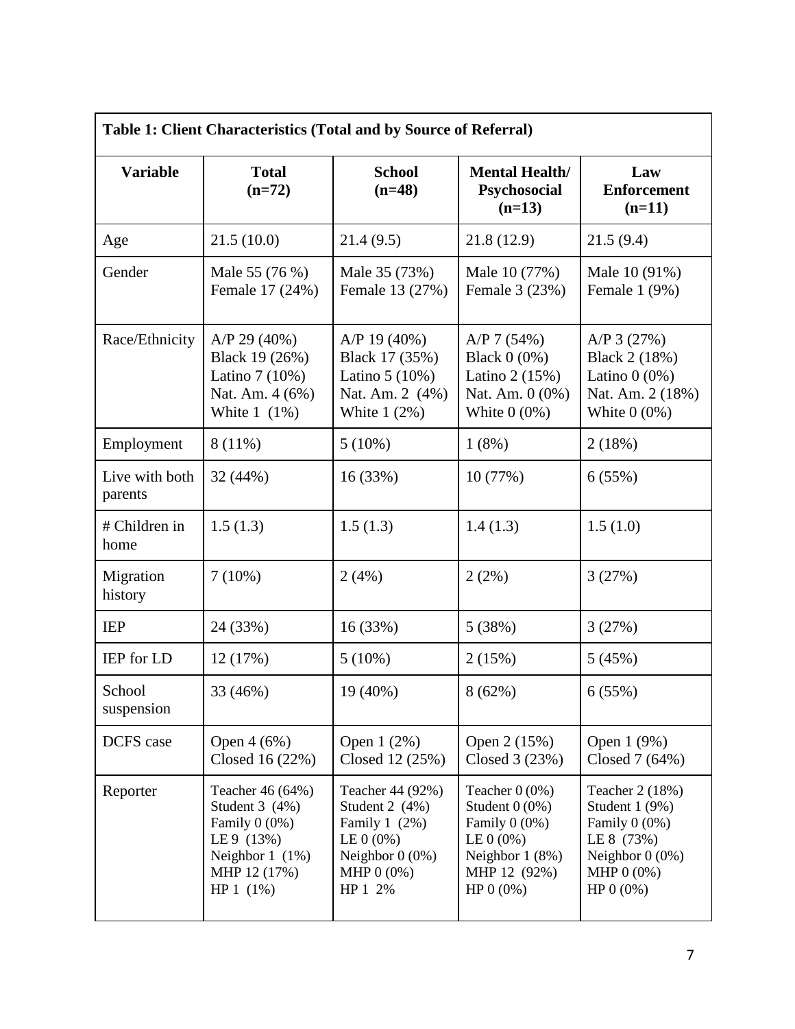| Table 1: Client Characteristics (Total and by Source of Referral) | | | | |
|---|---|---|---|---|
| **Variable** | **Total (n=72)** | **School (n=48)** | **Mental Health/ Psychosocial (n=13)** | **Law Enforcement (n=11)** |
| Age | 21.5 (10.0) | 21.4 (9.5) | 21.8 (12.9) | 21.5 (9.4) |
| Gender | Male 55 (76 %)<br>Female 17 (24%) | Male 35 (73%)<br>Female 13 (27%) | Male 10 (77%)<br>Female 3 (23%) | Male 10 (91%)<br>Female 1 (9%) |
| Race/Ethnicity | A/P 29 (40%)<br>Black 19 (26%)<br>Latino 7 (10%)<br>Nat. Am. 4 (6%)<br>White 1 (1%) | A/P 19 (40%)<br>Black 17 (35%)<br>Latino 5 (10%)<br>Nat. Am. 2 (4%)<br>White 1 (2%) | A/P 7 (54%)<br>Black 0 (0%)<br>Latino 2 (15%)<br>Nat. Am. 0 (0%)<br>White 0 (0%) | A/P 3 (27%)<br>Black 2 (18%)<br>Latino 0 (0%)<br>Nat. Am. 2 (18%)<br>White 0 (0%) |
| Employment | 8 (11%) | 5 (10%) | 1 (8%) | 2 (18%) |
| Live with both parents | 32 (44%) | 16 (33%) | 10 (77%) | 6 (55%) |
| # Children in home | 1.5 (1.3) | 1.5 (1.3) | 1.4 (1.3) | 1.5 (1.0) |
| Migration history | 7 (10%) | 2 (4%) | 2 (2%) | 3 (27%) |
| IEP | 24 (33%) | 16 (33%) | 5 (38%) | 3 (27%) |
| IEP for LD | 12 (17%) | 5 (10%) | 2 (15%) | 5 (45%) |
| School suspension | 33 (46%) | 19 (40%) | 8 (62%) | 6 (55%) |
| DCFS case | Open 4 (6%)<br>Closed 16 (22%) | Open 1 (2%)<br>Closed 12 (25%) | Open 2 (15%)<br>Closed 3 (23%) | Open 1 (9%)<br>Closed 7 (64%) |
| Reporter | Teacher 46 (64%)<br>Student 3 (4%)<br>Family 0 (0%)<br>LE 9 (13%)<br>Neighbor 1 (1%)<br>MHP 12 (17%)<br>HP 1 (1%) | Teacher 44 (92%)<br>Student 2 (4%)<br>Family 1 (2%)<br>LE 0 (0%)<br>Neighbor 0 (0%)<br>MHP 0 (0%)<br>HP 1 2% | Teacher 0 (0%)<br>Student 0 (0%)<br>Family 0 (0%)<br>LE 0 (0%)<br>Neighbor 1 (8%)<br>MHP 12 (92%)<br>HP 0 (0%) | Teacher 2 (18%)<br>Student 1 (9%)<br>Family 0 (0%)<br>LE 8 (73%)<br>Neighbor 0 (0%)<br>MHP 0 (0%)<br>HP 0 (0%) |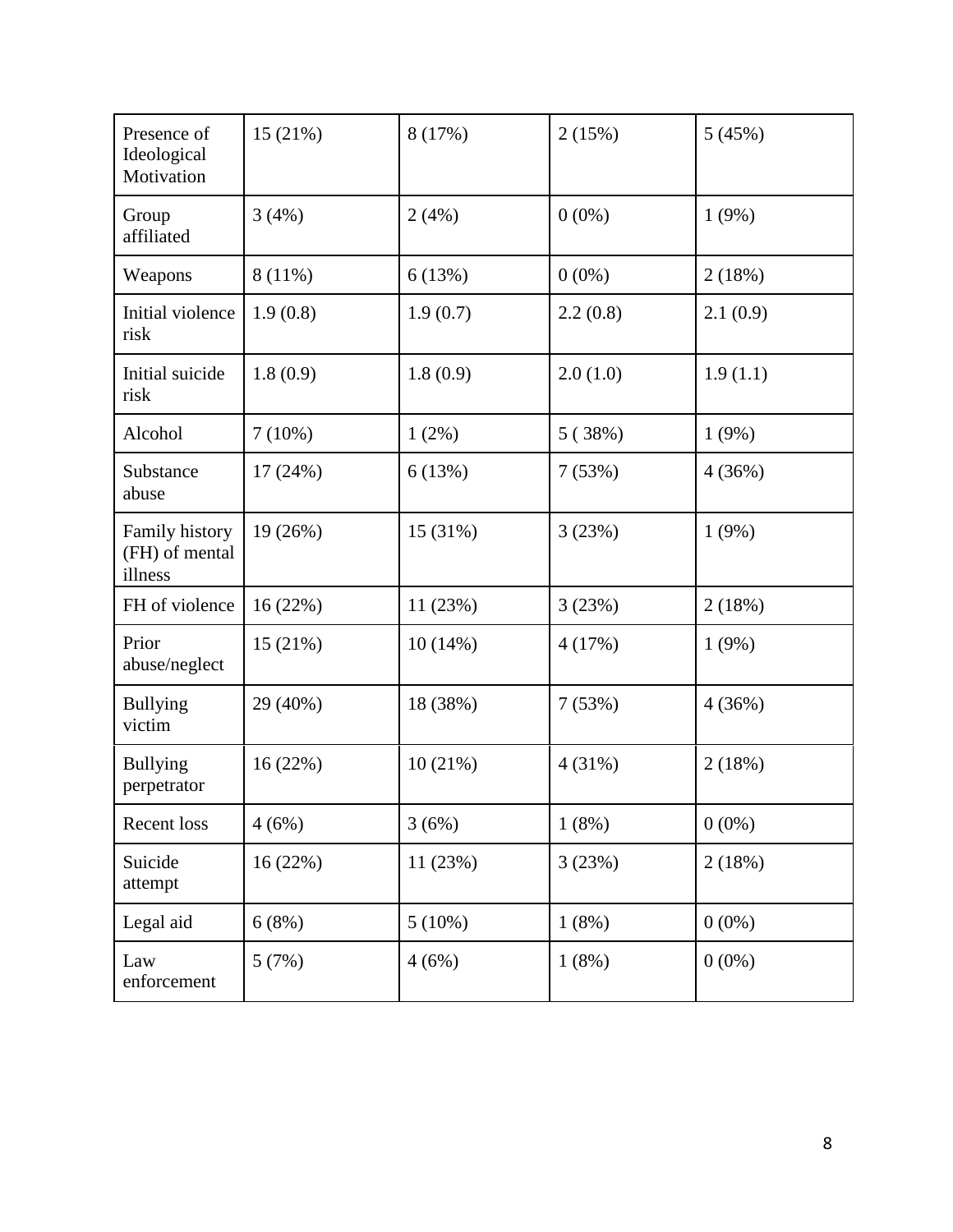| | | | | |
|---|---|---|---|---|
| Presence of Ideological Motivation | 15 (21%) | 8 (17%) | 2 (15%) | 5 (45%) |
| Group affiliated | 3 (4%) | 2 (4%) | 0 (0%) | 1 (9%) |
| Weapons | 8 (11%) | 6 (13%) | 0 (0%) | 2 (18%) |
| Initial violence risk | 1.9 (0.8) | 1.9 (0.7) | 2.2 (0.8) | 2.1 (0.9) |
| Initial suicide risk | 1.8 (0.9) | 1.8 (0.9) | 2.0 (1.0) | 1.9 (1.1) |
| Alcohol | 7 (10%) | 1 (2%) | 5 ( 38%) | 1 (9%) |
| Substance abuse | 17 (24%) | 6 (13%) | 7 (53%) | 4 (36%) |
| Family history (FH) of mental illness | 19 (26%) | 15 (31%) | 3 (23%) | 1 (9%) |
| FH of violence | 16 (22%) | 11 (23%) | 3 (23%) | 2 (18%) |
| Prior abuse/neglect | 15 (21%) | 10 (14%) | 4 (17%) | 1 (9%) |
| Bullying victim | 29 (40%) | 18 (38%) | 7 (53%) | 4 (36%) |
| Bullying perpetrator | 16 (22%) | 10 (21%) | 4 (31%) | 2 (18%) |
| Recent loss | 4 (6%) | 3 (6%) | 1 (8%) | 0 (0%) |
| Suicide attempt | 16 (22%) | 11 (23%) | 3 (23%) | 2 (18%) |
| Legal aid | 6 (8%) | 5 (10%) | 1 (8%) | 0 (0%) |
| Law enforcement | 5 (7%) | 4 (6%) | 1 (8%) | 0 (0%) |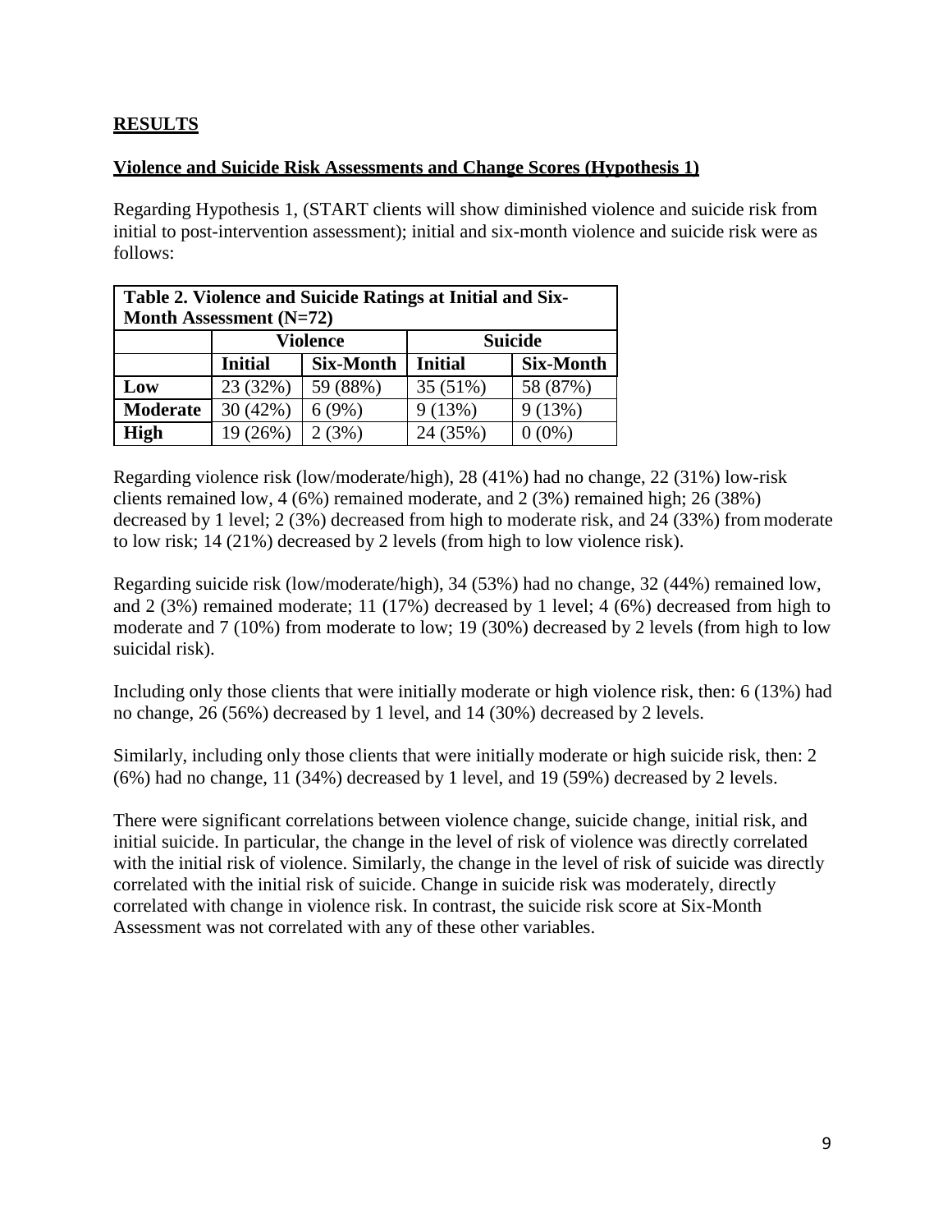## RESULTS

### Violence and Suicide Risk Assessments and Change Scores (Hypothesis 1)

Regarding Hypothesis 1, (START clients will show diminished violence and suicide risk from initial to post-intervention assessment); initial and six-month violence and suicide risk were as follows:

**Table 2. Violence and Suicide Ratings at Initial and Six-Month Assessment (N=72)**

| | Violence | | Suicide | |
|---|---|---|---|---|
| | **Initial** | **Six-Month** | **Initial** | **Six-Month** |
| **Low** | 23 (32%) | 59 (88%) | 35 (51%) | 58 (87%) |
| **Moderate** | 30 (42%) | 6 (9%) | 9 (13%) | 9 (13%) |
| **High** | 19 (26%) | 2 (3%) | 24 (35%) | 0 (0%) |

Regarding violence risk (low/moderate/high), 28 (41%) had no change, 22 (31%) low-risk clients remained low, 4 (6%) remained moderate, and 2 (3%) remained high; 26 (38%) decreased by 1 level; 2 (3%) decreased from high to moderate risk, and 24 (33%) from moderate to low risk; 14 (21%) decreased by 2 levels (from high to low violence risk).

Regarding suicide risk (low/moderate/high), 34 (53%) had no change, 32 (44%) remained low, and 2 (3%) remained moderate; 11 (17%) decreased by 1 level; 4 (6%) decreased from high to moderate and 7 (10%) from moderate to low; 19 (30%) decreased by 2 levels (from high to low suicidal risk).

Including only those clients that were initially moderate or high violence risk, then: 6 (13%) had no change, 26 (56%) decreased by 1 level, and 14 (30%) decreased by 2 levels.

Similarly, including only those clients that were initially moderate or high suicide risk, then: 2 (6%) had no change, 11 (34%) decreased by 1 level, and 19 (59%) decreased by 2 levels.

There were significant correlations between violence change, suicide change, initial risk, and initial suicide. In particular, the change in the level of risk of violence was directly correlated with the initial risk of violence. Similarly, the change in the level of risk of suicide was directly correlated with the initial risk of suicide. Change in suicide risk was moderately, directly correlated with change in violence risk. In contrast, the suicide risk score at Six-Month Assessment was not correlated with any of these other variables.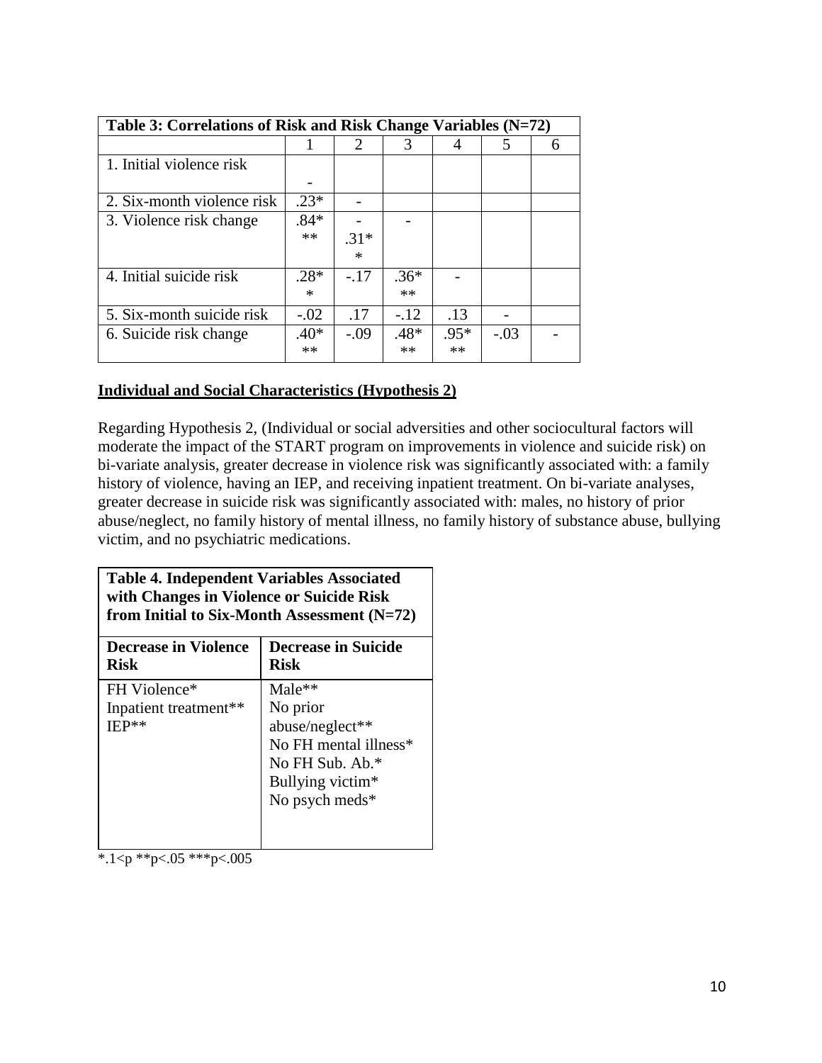| Table 3: Correlations of Risk and Risk Change Variables (N=72) | | | | | | |
|---|---|---|---|---|---|---|
| | 1 | 2 | 3 | 4 | 5 | 6 |
| 1. Initial violence risk | - | | | | | |
| 2. Six-month violence risk | .23* | - | | | | |
| 3. Violence risk change | .84*** | -.31** | - | | | |
| 4. Initial suicide risk | .28** | -.17 | .36*** | - | | |
| 5. Six-month suicide risk | -.02 | .17 | -.12 | .13 | - | |
| 6. Suicide risk change | .40*** | -.09 | .48*** | .95*** | -.03 | - |

**Individual and Social Characteristics (Hypothesis 2)**

Regarding Hypothesis 2, (Individual or social adversities and other sociocultural factors will moderate the impact of the START program on improvements in violence and suicide risk) on bi-variate analysis, greater decrease in violence risk was significantly associated with: a family history of violence, having an IEP, and receiving inpatient treatment. On bi-variate analyses, greater decrease in suicide risk was significantly associated with: males, no history of prior abuse/neglect, no family history of mental illness, no family history of substance abuse, bullying victim, and no psychiatric medications.

| Table 4. Independent Variables Associated with Changes in Violence or Suicide Risk from Initial to Six-Month Assessment (N=72) | |
|---|---|
| **Decrease in Violence Risk** | **Decrease in Suicide Risk** |
| FH Violence*<br>Inpatient treatment**<br>IEP** | Male**<br>No prior abuse/neglect**<br>No FH mental illness*<br>No FH Sub. Ab.*<br>Bullying victim*<br>No psych meds* |

*.1<p **p<.05 ***p<.005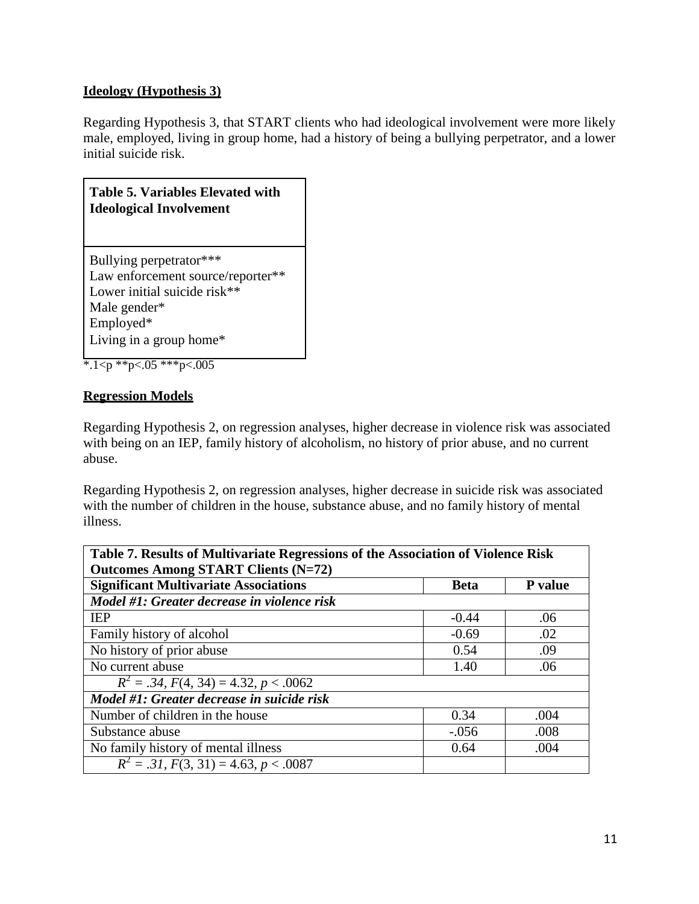**Ideology (Hypothesis 3)**

Regarding Hypothesis 3, that START clients who had ideological involvement were more likely male, employed, living in group home, had a history of being a bullying perpetrator, and a lower initial suicide risk.

| **Table 5. Variables Elevated with Ideological Involvement** |
| --- |
| Bullying perpetrator*** |
| Law enforcement source/reporter** |
| Lower initial suicide risk** |
| Male gender* |
| Employed* |
| Living in a group home* |

*.1<p **p<.05 ***p<.005

**Regression Models**

Regarding Hypothesis 2, on regression analyses, higher decrease in violence risk was associated with being on an IEP, family history of alcoholism, no history of prior abuse, and no current abuse.

Regarding Hypothesis 2, on regression analyses, higher decrease in suicide risk was associated with the number of children in the house, substance abuse, and no family history of mental illness.

| **Table 7. Results of Multivariate Regressions of the Association of Violence Risk Outcomes Among START Clients (N=72)** | | |
| --- | --- | --- |
| **Significant Multivariate Associations** | **Beta** | **P value** |
| ***Model #1: Greater decrease in violence risk*** | | |
| IEP | -0.44 | .06 |
| Family history of alcohol | -0.69 | .02 |
| No history of prior abuse | 0.54 | .09 |
| No current abuse | 1.40 | .06 |
| $R^2 = .34$, $F(4, 34) = 4.32$, $p < .0062$ | | |
| ***Model #1: Greater decrease in suicide risk*** | | |
| Number of children in the house | 0.34 | .004 |
| Substance abuse | -.056 | .008 |
| No family history of mental illness | 0.64 | .004 |
| $R^2 = .31$, $F(3, 31) = 4.63$, $p < .0087$ | | |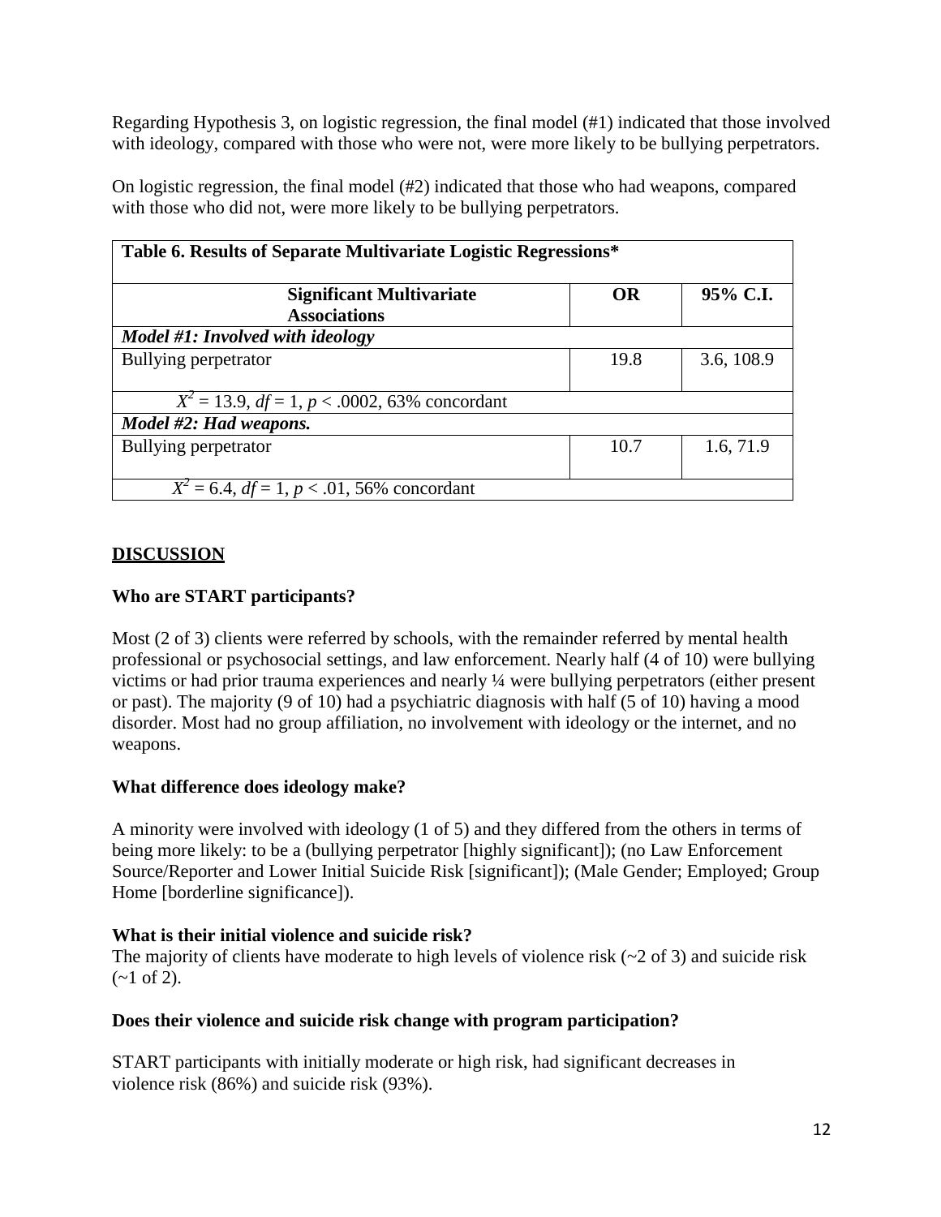Regarding Hypothesis 3, on logistic regression, the final model (#1) indicated that those involved with ideology, compared with those who were not, were more likely to be bullying perpetrators.

On logistic regression, the final model (#2) indicated that those who had weapons, compared with those who did not, were more likely to be bullying perpetrators.

| **Table 6. Results of Separate Multivariate Logistic Regressions*** | | |
|---|---|---|
| **Significant Multivariate Associations** | **OR** | **95% C.I.** |
| ***Model #1: Involved with ideology*** | | |
| Bullying perpetrator | 19.8 | 3.6, 108.9 |
| $X^2 = 13.9$, $df = 1$, $p < .0002$, 63% concordant | | |
| ***Model #2: Had weapons.*** | | |
| Bullying perpetrator | 10.7 | 1.6, 71.9 |
| $X^2 = 6.4$, $df = 1$, $p < .01$, 56% concordant | | |

## DISCUSSION

### Who are START participants?

Most (2 of 3) clients were referred by schools, with the remainder referred by mental health professional or psychosocial settings, and law enforcement. Nearly half (4 of 10) were bullying victims or had prior trauma experiences and nearly ¼ were bullying perpetrators (either present or past). The majority (9 of 10) had a psychiatric diagnosis with half (5 of 10) having a mood disorder. Most had no group affiliation, no involvement with ideology or the internet, and no weapons.

### What difference does ideology make?

A minority were involved with ideology (1 of 5) and they differed from the others in terms of being more likely: to be a (bullying perpetrator [highly significant]); (no Law Enforcement Source/Reporter and Lower Initial Suicide Risk [significant]); (Male Gender; Employed; Group Home [borderline significance]).

### What is their initial violence and suicide risk?

The majority of clients have moderate to high levels of violence risk (~2 of 3) and suicide risk (~1 of 2).

### Does their violence and suicide risk change with program participation?

START participants with initially moderate or high risk, had significant decreases in violence risk (86%) and suicide risk (93%).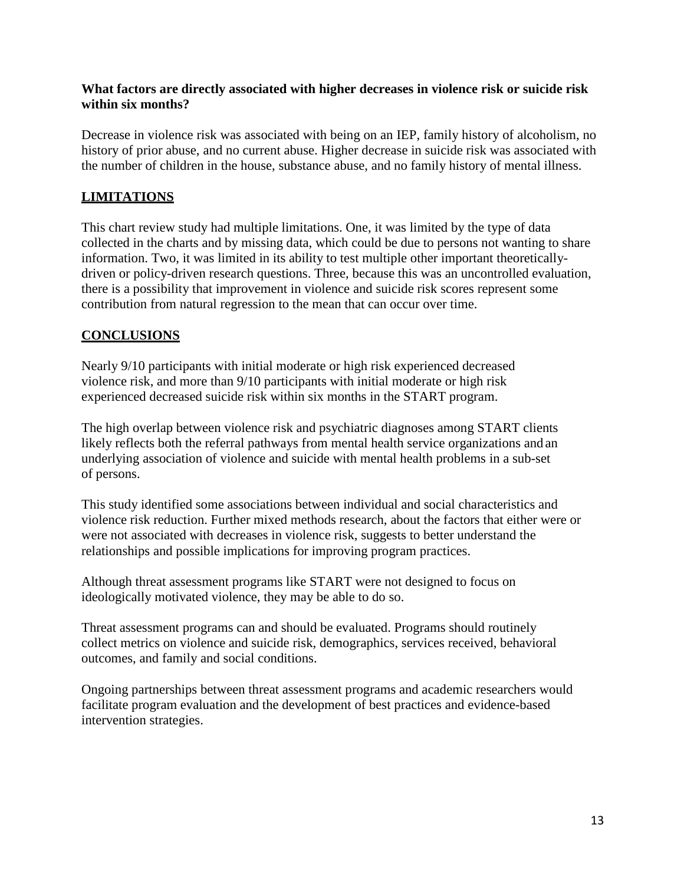**What factors are directly associated with higher decreases in violence risk or suicide risk within six months?**

Decrease in violence risk was associated with being on an IEP, family history of alcoholism, no history of prior abuse, and no current abuse. Higher decrease in suicide risk was associated with the number of children in the house, substance abuse, and no family history of mental illness.

## LIMITATIONS

This chart review study had multiple limitations. One, it was limited by the type of data collected in the charts and by missing data, which could be due to persons not wanting to share information. Two, it was limited in its ability to test multiple other important theoretically-driven or policy-driven research questions. Three, because this was an uncontrolled evaluation, there is a possibility that improvement in violence and suicide risk scores represent some contribution from natural regression to the mean that can occur over time.

## CONCLUSIONS

Nearly 9/10 participants with initial moderate or high risk experienced decreased violence risk, and more than 9/10 participants with initial moderate or high risk experienced decreased suicide risk within six months in the START program.

The high overlap between violence risk and psychiatric diagnoses among START clients likely reflects both the referral pathways from mental health service organizations and an underlying association of violence and suicide with mental health problems in a sub-set of persons.

This study identified some associations between individual and social characteristics and violence risk reduction. Further mixed methods research, about the factors that either were or were not associated with decreases in violence risk, suggests to better understand the relationships and possible implications for improving program practices.

Although threat assessment programs like START were not designed to focus on ideologically motivated violence, they may be able to do so.

Threat assessment programs can and should be evaluated. Programs should routinely collect metrics on violence and suicide risk, demographics, services received, behavioral outcomes, and family and social conditions.

Ongoing partnerships between threat assessment programs and academic researchers would facilitate program evaluation and the development of best practices and evidence-based intervention strategies.